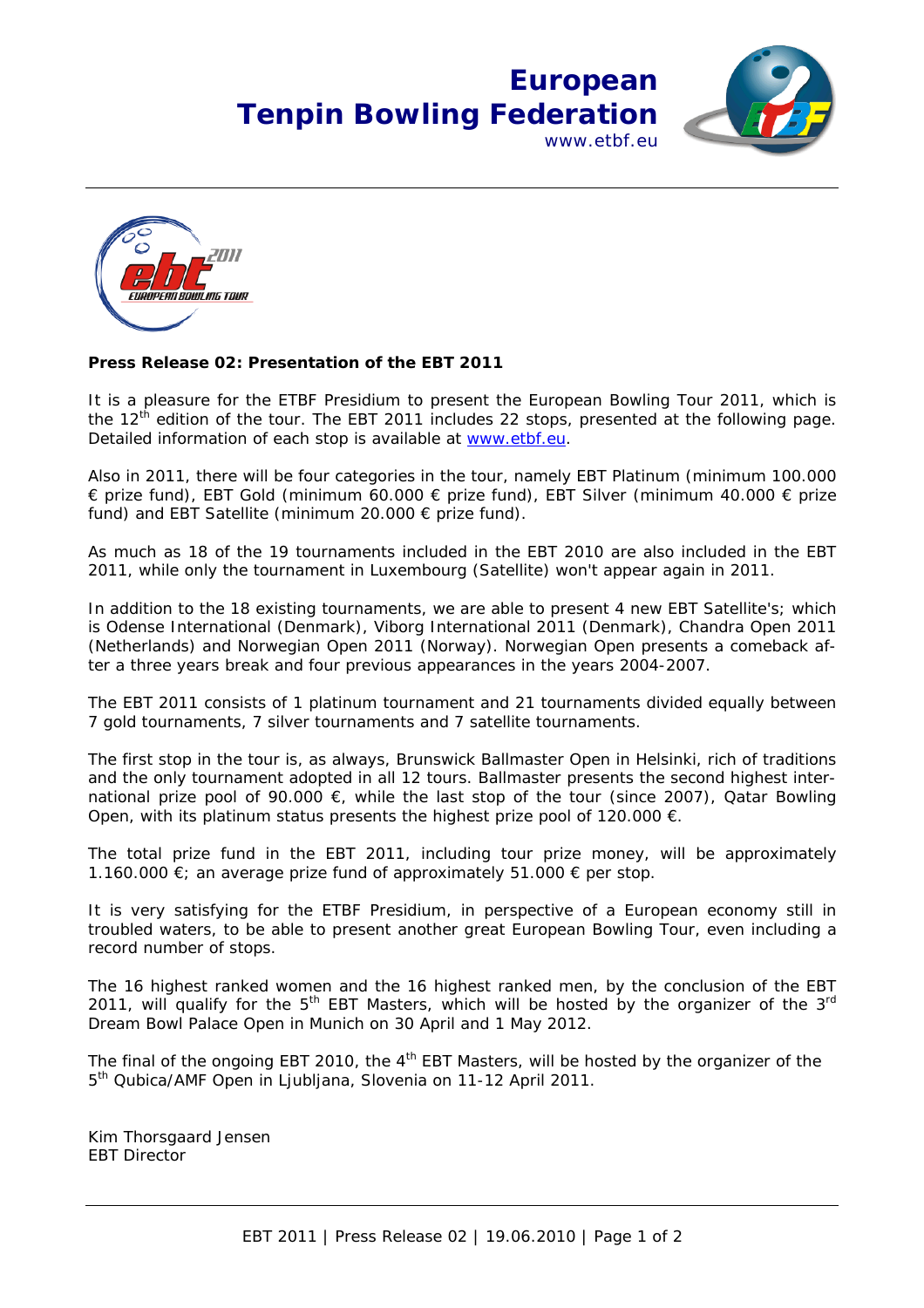**European Tenpin Bowling Federation**
www.etbf.eu

**Press Release 02: Presentation of the EBT 2011**

It is a pleasure for the ETBF Presidium to present the European Bowling Tour 2011, which is the 12th edition of the tour. The EBT 2011 includes 22 stops, presented at the following page. Detailed information of each stop is available at www.etbf.eu.

Also in 2011, there will be four categories in the tour, namely EBT Platinum (minimum 100.000 € prize fund), EBT Gold (minimum 60.000 € prize fund), EBT Silver (minimum 40.000 € prize fund) and EBT Satellite (minimum 20.000 € prize fund).

As much as 18 of the 19 tournaments included in the EBT 2010 are also included in the EBT 2011, while only the tournament in Luxembourg (Satellite) won't appear again in 2011.

In addition to the 18 existing tournaments, we are able to present 4 new EBT Satellite's; which is Odense International (Denmark), Viborg International 2011 (Denmark), Chandra Open 2011 (Netherlands) and Norwegian Open 2011 (Norway). Norwegian Open presents a comeback after a three years break and four previous appearances in the years 2004-2007.

The EBT 2011 consists of 1 platinum tournament and 21 tournaments divided equally between 7 gold tournaments, 7 silver tournaments and 7 satellite tournaments.

The first stop in the tour is, as always, Brunswick Ballmaster Open in Helsinki, rich of traditions and the only tournament adopted in all 12 tours. Ballmaster presents the second highest international prize pool of 90.000 €, while the last stop of the tour (since 2007), Qatar Bowling Open, with its platinum status presents the highest prize pool of 120.000 €.

The total prize fund in the EBT 2011, including tour prize money, will be approximately 1.160.000 €; an average prize fund of approximately 51.000 € per stop.

It is very satisfying for the ETBF Presidium, in perspective of a European economy still in troubled waters, to be able to present another great European Bowling Tour, even including a record number of stops.

The 16 highest ranked women and the 16 highest ranked men, by the conclusion of the EBT 2011, will qualify for the 5th EBT Masters, which will be hosted by the organizer of the 3rd Dream Bowl Palace Open in Munich on 30 April and 1 May 2012.

The final of the ongoing EBT 2010, the 4th EBT Masters, will be hosted by the organizer of the 5th Qubica/AMF Open in Ljubljana, Slovenia on 11-12 April 2011.

Kim Thorsgaard Jensen
EBT Director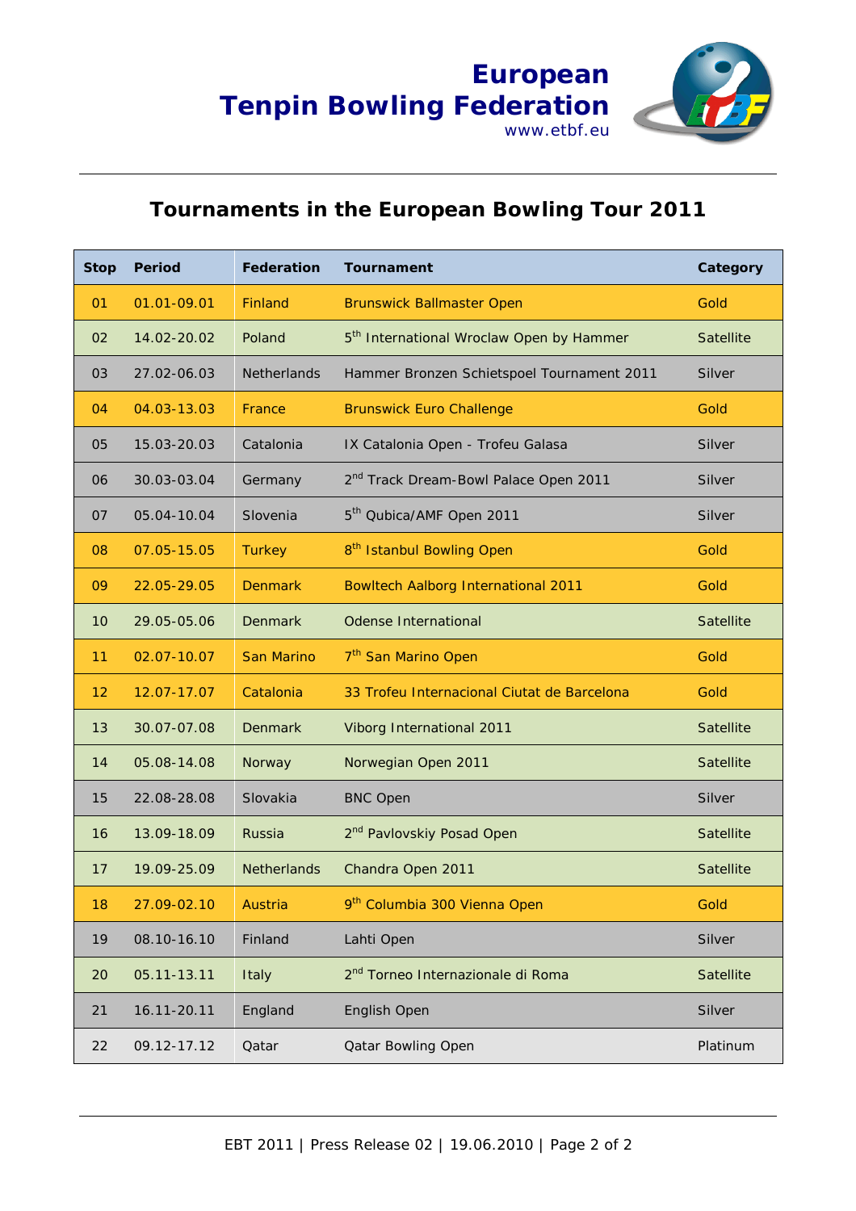**European Tenpin Bowling Federation**
www.etbf.eu

## Tournaments in the European Bowling Tour 2011

| Stop | Period | Federation | Tournament | Category |
|---|---|---|---|---|
| 01 | 01.01-09.01 | Finland | Brunswick Ballmaster Open | Gold |
| 02 | 14.02-20.02 | Poland | 5th International Wroclaw Open by Hammer | Satellite |
| 03 | 27.02-06.03 | Netherlands | Hammer Bronzen Schietspoel Tournament 2011 | Silver |
| 04 | 04.03-13.03 | France | Brunswick Euro Challenge | Gold |
| 05 | 15.03-20.03 | Catalonia | IX Catalonia Open - Trofeu Galasa | Silver |
| 06 | 30.03-03.04 | Germany | 2nd Track Dream-Bowl Palace Open 2011 | Silver |
| 07 | 05.04-10.04 | Slovenia | 5th Qubica/AMF Open 2011 | Silver |
| 08 | 07.05-15.05 | Turkey | 8th Istanbul Bowling Open | Gold |
| 09 | 22.05-29.05 | Denmark | Bowltech Aalborg International 2011 | Gold |
| 10 | 29.05-05.06 | Denmark | Odense International | Satellite |
| 11 | 02.07-10.07 | San Marino | 7th San Marino Open | Gold |
| 12 | 12.07-17.07 | Catalonia | 33 Trofeu Internacional Ciutat de Barcelona | Gold |
| 13 | 30.07-07.08 | Denmark | Viborg International 2011 | Satellite |
| 14 | 05.08-14.08 | Norway | Norwegian Open 2011 | Satellite |
| 15 | 22.08-28.08 | Slovakia | BNC Open | Silver |
| 16 | 13.09-18.09 | Russia | 2nd Pavlovskiy Posad Open | Satellite |
| 17 | 19.09-25.09 | Netherlands | Chandra Open 2011 | Satellite |
| 18 | 27.09-02.10 | Austria | 9th Columbia 300 Vienna Open | Gold |
| 19 | 08.10-16.10 | Finland | Lahti Open | Silver |
| 20 | 05.11-13.11 | Italy | 2nd Torneo Internazionale di Roma | Satellite |
| 21 | 16.11-20.11 | England | English Open | Silver |
| 22 | 09.12-17.12 | Qatar | Qatar Bowling Open | Platinum |